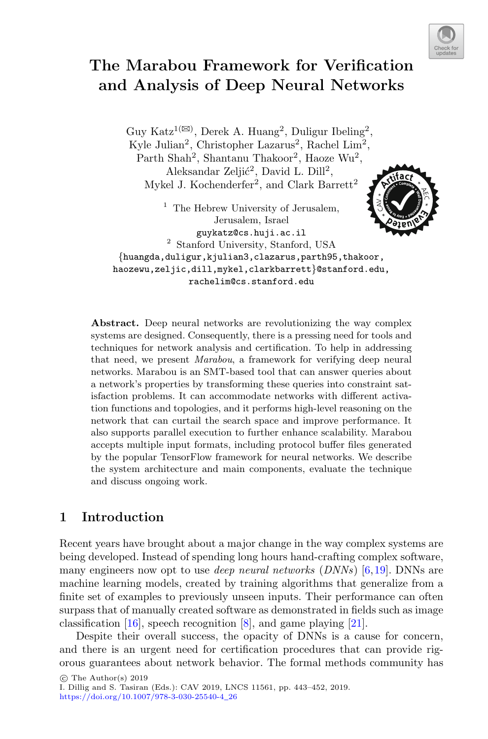# The Marabou Framework for Verification and Analysis of Deep Neural Networks

Guy Katz[1(✉)], Derek A. Huang[2], Duligur Ibeling[2], Kyle Julian[2], Christopher Lazarus[2], Rachel Lim[2], Parth Shah[2], Shantanu Thakoor[2], Haoze Wu[2], Aleksandar Zeljić[2], David L. Dill[2], Mykel J. Kochenderfer[2], and Clark Barrett[2]

[1] The Hebrew University of Jerusalem, Jerusalem, Israel
guykatz@cs.huji.ac.il

[2] Stanford University, Stanford, USA
{huangda,duligur,kjulian3,clazarus,parth95,thakoor, haozewu,zeljic,dill,mykel,clarkbarrett}@stanford.edu, rachelim@cs.stanford.edu

**Abstract.** Deep neural networks are revolutionizing the way complex systems are designed. Consequently, there is a pressing need for tools and techniques for network analysis and certification. To help in addressing that need, we present *Marabou*, a framework for verifying deep neural networks. Marabou is an SMT-based tool that can answer queries about a network's properties by transforming these queries into constraint satisfaction problems. It can accommodate networks with different activation functions and topologies, and it performs high-level reasoning on the network that can curtail the search space and improve performance. It also supports parallel execution to further enhance scalability. Marabou accepts multiple input formats, including protocol buffer files generated by the popular TensorFlow framework for neural networks. We describe the system architecture and main components, evaluate the technique and discuss ongoing work.

## 1 Introduction

Recent years have brought about a major change in the way complex systems are being developed. Instead of spending long hours hand-crafting complex software, many engineers now opt to use *deep neural networks* (*DNNs*) [6,19]. DNNs are machine learning models, created by training algorithms that generalize from a finite set of examples to previously unseen inputs. Their performance can often surpass that of manually created software as demonstrated in fields such as image classification [16], speech recognition [8], and game playing [21].

Despite their overall success, the opacity of DNNs is a cause for concern, and there is an urgent need for certification procedures that can provide rigorous guarantees about network behavior. The formal methods community has

© The Author(s) 2019
I. Dillig and S. Tasiran (Eds.): CAV 2019, LNCS 11561, pp. 443–452, 2019.
https://doi.org/10.1007/978-3-030-25540-4_26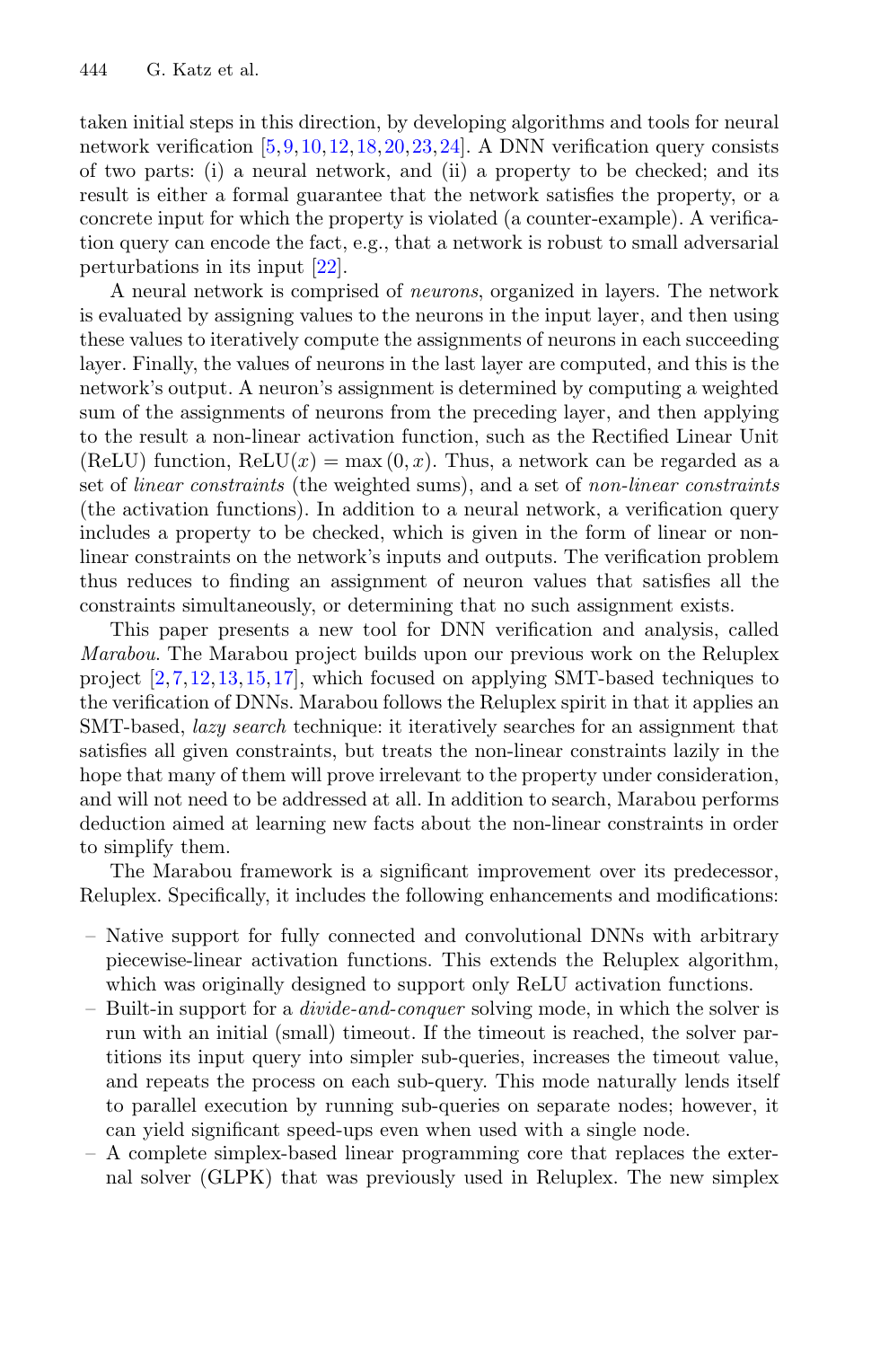taken initial steps in this direction, by developing algorithms and tools for neural network verification [5,9,10,12,18,20,23,24]. A DNN verification query consists of two parts: (i) a neural network, and (ii) a property to be checked; and its result is either a formal guarantee that the network satisfies the property, or a concrete input for which the property is violated (a counter-example). A verification query can encode the fact, e.g., that a network is robust to small adversarial perturbations in its input [22].

A neural network is comprised of *neurons*, organized in layers. The network is evaluated by assigning values to the neurons in the input layer, and then using these values to iteratively compute the assignments of neurons in each succeeding layer. Finally, the values of neurons in the last layer are computed, and this is the network's output. A neuron's assignment is determined by computing a weighted sum of the assignments of neurons from the preceding layer, and then applying to the result a non-linear activation function, such as the Rectified Linear Unit (ReLU) function, $\text{ReLU}(x) = \max(0, x)$. Thus, a network can be regarded as a set of *linear constraints* (the weighted sums), and a set of *non-linear constraints* (the activation functions). In addition to a neural network, a verification query includes a property to be checked, which is given in the form of linear or non-linear constraints on the network's inputs and outputs. The verification problem thus reduces to finding an assignment of neuron values that satisfies all the constraints simultaneously, or determining that no such assignment exists.

This paper presents a new tool for DNN verification and analysis, called *Marabou*. The Marabou project builds upon our previous work on the Reluplex project [2,7,12,13,15,17], which focused on applying SMT-based techniques to the verification of DNNs. Marabou follows the Reluplex spirit in that it applies an SMT-based, *lazy search* technique: it iteratively searches for an assignment that satisfies all given constraints, but treats the non-linear constraints lazily in the hope that many of them will prove irrelevant to the property under consideration, and will not need to be addressed at all. In addition to search, Marabou performs deduction aimed at learning new facts about the non-linear constraints in order to simplify them.

The Marabou framework is a significant improvement over its predecessor, Reluplex. Specifically, it includes the following enhancements and modifications:

- Native support for fully connected and convolutional DNNs with arbitrary piecewise-linear activation functions. This extends the Reluplex algorithm, which was originally designed to support only ReLU activation functions.
- Built-in support for a *divide-and-conquer* solving mode, in which the solver is run with an initial (small) timeout. If the timeout is reached, the solver partitions its input query into simpler sub-queries, increases the timeout value, and repeats the process on each sub-query. This mode naturally lends itself to parallel execution by running sub-queries on separate nodes; however, it can yield significant speed-ups even when used with a single node.
- A complete simplex-based linear programming core that replaces the external solver (GLPK) that was previously used in Reluplex. The new simplex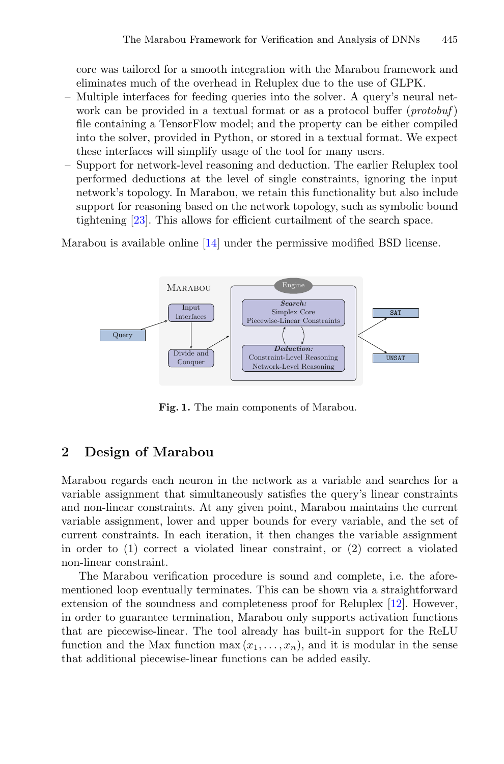core was tailored for a smooth integration with the Marabou framework and eliminates much of the overhead in Reluplex due to the use of GLPK.

- Multiple interfaces for feeding queries into the solver. A query's neural network can be provided in a textual format or as a protocol buffer (*protobuf*) file containing a TensorFlow model; and the property can be either compiled into the solver, provided in Python, or stored in a textual format. We expect these interfaces will simplify usage of the tool for many users.
- Support for network-level reasoning and deduction. The earlier Reluplex tool performed deductions at the level of single constraints, ignoring the input network's topology. In Marabou, we retain this functionality but also include support for reasoning based on the network topology, such as symbolic bound tightening [23]. This allows for efficient curtailment of the search space.

Marabou is available online [14] under the permissive modified BSD license.

**Fig. 1.** The main components of Marabou.

## 2 Design of Marabou

Marabou regards each neuron in the network as a variable and searches for a variable assignment that simultaneously satisfies the query's linear constraints and non-linear constraints. At any given point, Marabou maintains the current variable assignment, lower and upper bounds for every variable, and the set of current constraints. In each iteration, it then changes the variable assignment in order to (1) correct a violated linear constraint, or (2) correct a violated non-linear constraint.

The Marabou verification procedure is sound and complete, i.e. the aforementioned loop eventually terminates. This can be shown via a straightforward extension of the soundness and completeness proof for Reluplex [12]. However, in order to guarantee termination, Marabou only supports activation functions that are piecewise-linear. The tool already has built-in support for the ReLU function and the Max function $\max(x_1, \ldots, x_n)$, and it is modular in the sense that additional piecewise-linear functions can be added easily.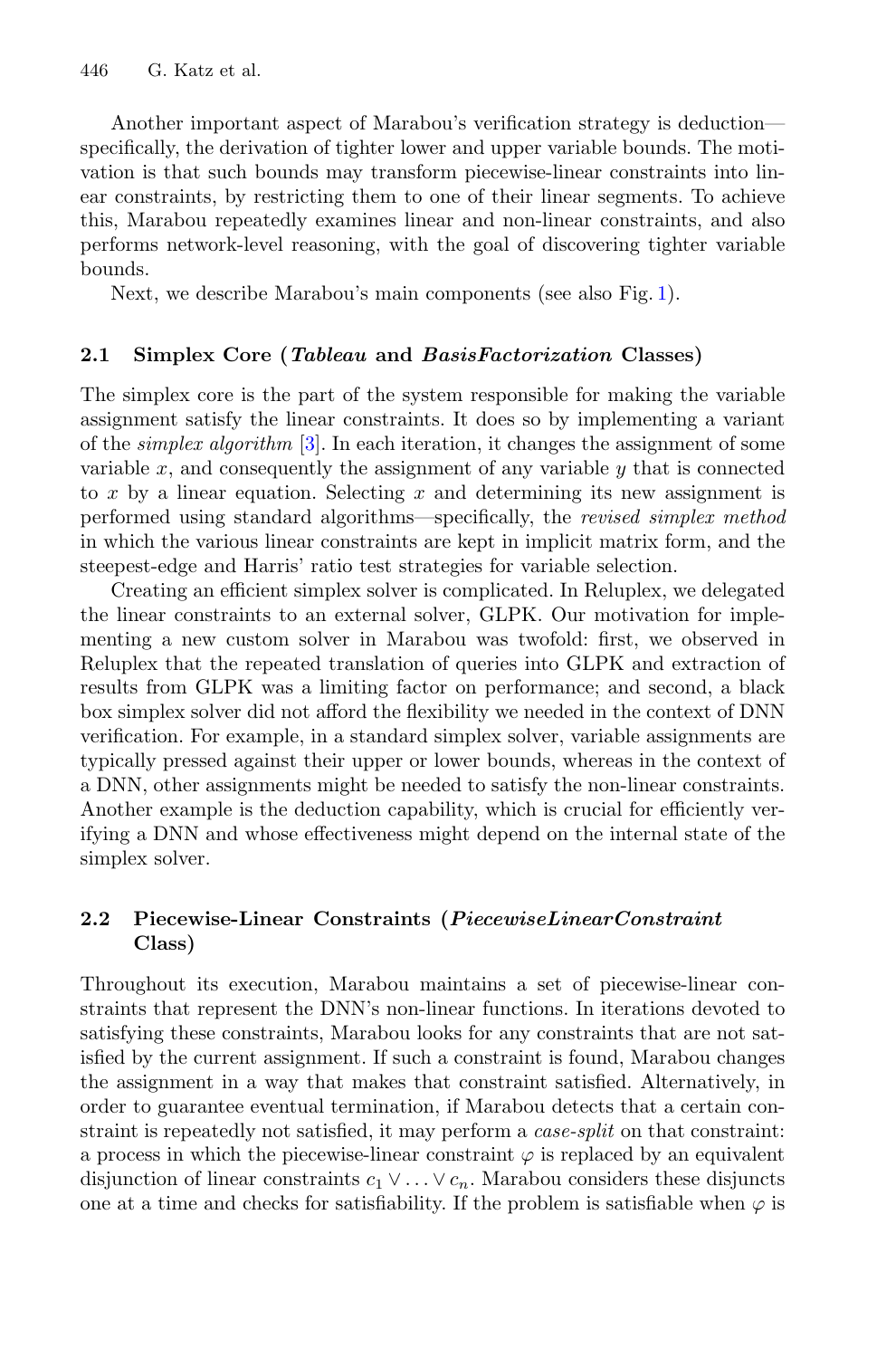Another important aspect of Marabou's verification strategy is deduction—specifically, the derivation of tighter lower and upper variable bounds. The motivation is that such bounds may transform piecewise-linear constraints into linear constraints, by restricting them to one of their linear segments. To achieve this, Marabou repeatedly examines linear and non-linear constraints, and also performs network-level reasoning, with the goal of discovering tighter variable bounds.

Next, we describe Marabou's main components (see also Fig. 1).

### 2.1 Simplex Core (*Tableau* and *BasisFactorization* Classes)

The simplex core is the part of the system responsible for making the variable assignment satisfy the linear constraints. It does so by implementing a variant of the *simplex algorithm* [3]. In each iteration, it changes the assignment of some variable $x$, and consequently the assignment of any variable $y$ that is connected to $x$ by a linear equation. Selecting $x$ and determining its new assignment is performed using standard algorithms—specifically, the *revised simplex method* in which the various linear constraints are kept in implicit matrix form, and the steepest-edge and Harris' ratio test strategies for variable selection.

Creating an efficient simplex solver is complicated. In Reluplex, we delegated the linear constraints to an external solver, GLPK. Our motivation for implementing a new custom solver in Marabou was twofold: first, we observed in Reluplex that the repeated translation of queries into GLPK and extraction of results from GLPK was a limiting factor on performance; and second, a black box simplex solver did not afford the flexibility we needed in the context of DNN verification. For example, in a standard simplex solver, variable assignments are typically pressed against their upper or lower bounds, whereas in the context of a DNN, other assignments might be needed to satisfy the non-linear constraints. Another example is the deduction capability, which is crucial for efficiently verifying a DNN and whose effectiveness might depend on the internal state of the simplex solver.

### 2.2 Piecewise-Linear Constraints (*PiecewiseLinearConstraint* Class)

Throughout its execution, Marabou maintains a set of piecewise-linear constraints that represent the DNN's non-linear functions. In iterations devoted to satisfying these constraints, Marabou looks for any constraints that are not satisfied by the current assignment. If such a constraint is found, Marabou changes the assignment in a way that makes that constraint satisfied. Alternatively, in order to guarantee eventual termination, if Marabou detects that a certain constraint is repeatedly not satisfied, it may perform a *case-split* on that constraint: a process in which the piecewise-linear constraint $\varphi$ is replaced by an equivalent disjunction of linear constraints $c_1 \vee \ldots \vee c_n$. Marabou considers these disjuncts one at a time and checks for satisfiability. If the problem is satisfiable when $\varphi$ is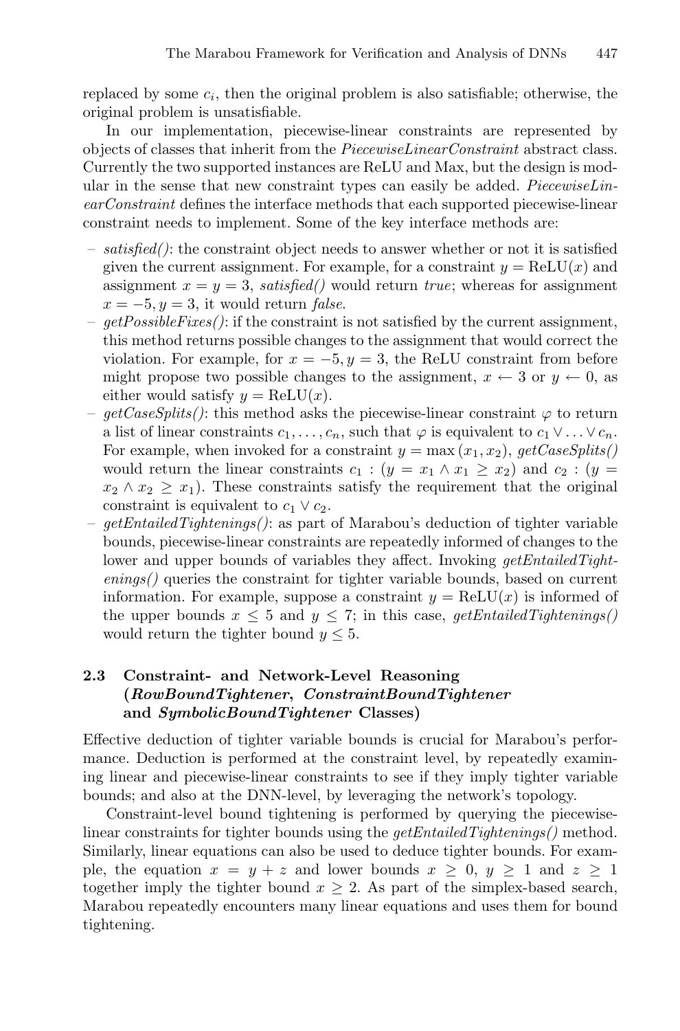replaced by some $c_i$, then the original problem is also satisfiable; otherwise, the original problem is unsatisfiable.

In our implementation, piecewise-linear constraints are represented by objects of classes that inherit from the *PiecewiseLinearConstraint* abstract class. Currently the two supported instances are ReLU and Max, but the design is modular in the sense that new constraint types can easily be added. *PiecewiseLinearConstraint* defines the interface methods that each supported piecewise-linear constraint needs to implement. Some of the key interface methods are:

- *satisfied()*: the constraint object needs to answer whether or not it is satisfied given the current assignment. For example, for a constraint $y = \text{ReLU}(x)$ and assignment $x = y = 3$, *satisfied()* would return *true*; whereas for assignment $x = -5, y = 3$, it would return *false*.
- *getPossibleFixes()*: if the constraint is not satisfied by the current assignment, this method returns possible changes to the assignment that would correct the violation. For example, for $x = -5, y = 3$, the ReLU constraint from before might propose two possible changes to the assignment, $x \leftarrow 3$ or $y \leftarrow 0$, as either would satisfy $y = \text{ReLU}(x)$.
- *getCaseSplits()*: this method asks the piecewise-linear constraint $\varphi$ to return a list of linear constraints $c_1, \ldots, c_n$, such that $\varphi$ is equivalent to $c_1 \vee \ldots \vee c_n$. For example, when invoked for a constraint $y = \max(x_1, x_2)$, *getCaseSplits()* would return the linear constraints $c_1 : (y = x_1 \wedge x_1 \geq x_2)$ and $c_2 : (y = x_2 \wedge x_2 \geq x_1)$. These constraints satisfy the requirement that the original constraint is equivalent to $c_1 \vee c_2$.
- *getEntailedTightenings()*: as part of Marabou's deduction of tighter variable bounds, piecewise-linear constraints are repeatedly informed of changes to the lower and upper bounds of variables they affect. Invoking *getEntailedTightenings()* queries the constraint for tighter variable bounds, based on current information. For example, suppose a constraint $y = \text{ReLU}(x)$ is informed of the upper bounds $x \leq 5$ and $y \leq 7$; in this case, *getEntailedTightenings()* would return the tighter bound $y \leq 5$.

### 2.3 Constraint- and Network-Level Reasoning (*RowBoundTightener*, *ConstraintBoundTightener* and *SymbolicBoundTightener* Classes)

Effective deduction of tighter variable bounds is crucial for Marabou's performance. Deduction is performed at the constraint level, by repeatedly examining linear and piecewise-linear constraints to see if they imply tighter variable bounds; and also at the DNN-level, by leveraging the network's topology.

Constraint-level bound tightening is performed by querying the piecewise-linear constraints for tighter bounds using the *getEntailedTightenings()* method. Similarly, linear equations can also be used to deduce tighter bounds. For example, the equation $x = y + z$ and lower bounds $x \geq 0$, $y \geq 1$ and $z \geq 1$ together imply the tighter bound $x \geq 2$. As part of the simplex-based search, Marabou repeatedly encounters many linear equations and uses them for bound tightening.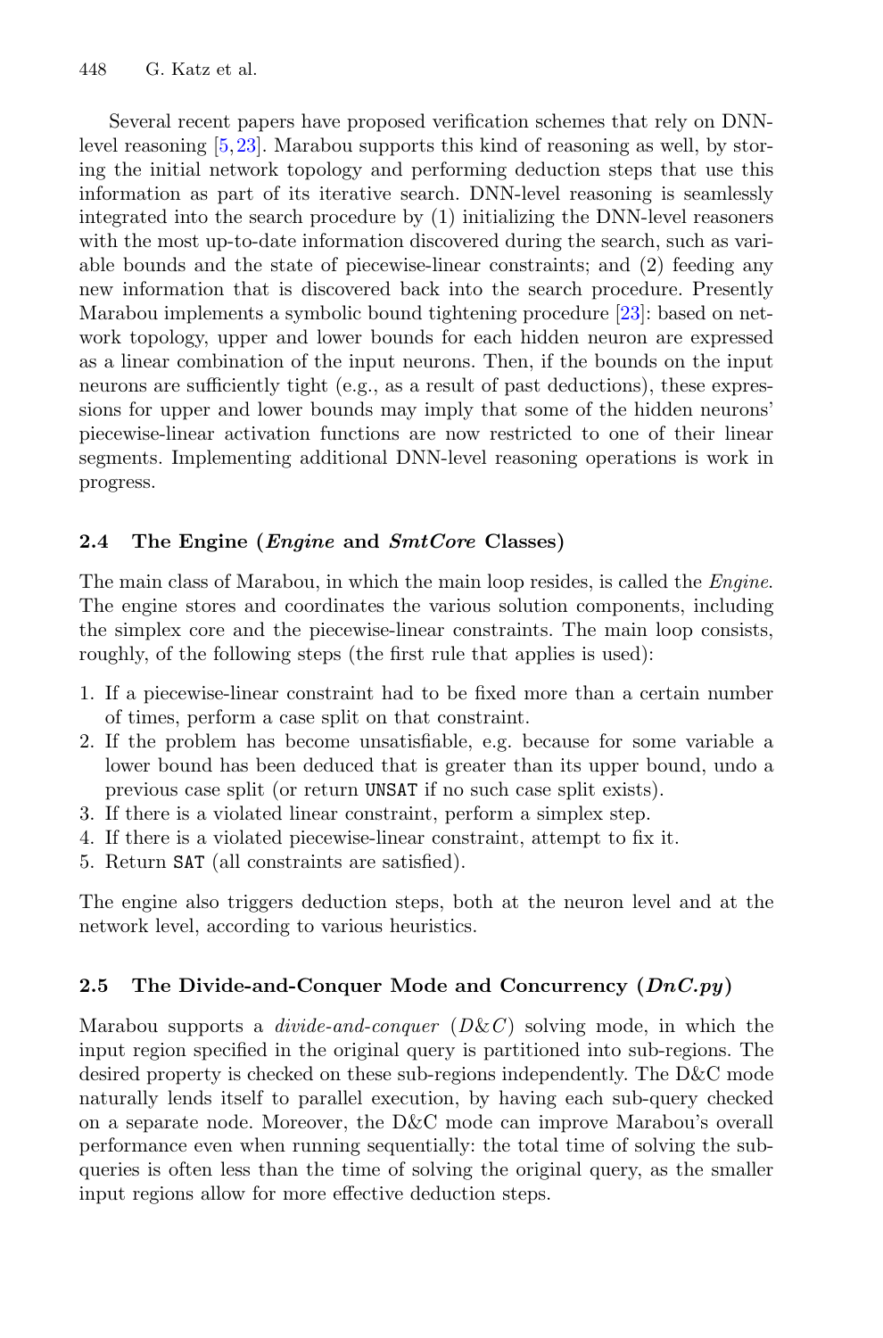Several recent papers have proposed verification schemes that rely on DNN-level reasoning [5,23]. Marabou supports this kind of reasoning as well, by storing the initial network topology and performing deduction steps that use this information as part of its iterative search. DNN-level reasoning is seamlessly integrated into the search procedure by (1) initializing the DNN-level reasoners with the most up-to-date information discovered during the search, such as variable bounds and the state of piecewise-linear constraints; and (2) feeding any new information that is discovered back into the search procedure. Presently Marabou implements a symbolic bound tightening procedure [23]: based on network topology, upper and lower bounds for each hidden neuron are expressed as a linear combination of the input neurons. Then, if the bounds on the input neurons are sufficiently tight (e.g., as a result of past deductions), these expressions for upper and lower bounds may imply that some of the hidden neurons' piecewise-linear activation functions are now restricted to one of their linear segments. Implementing additional DNN-level reasoning operations is work in progress.

### 2.4 The Engine (*Engine* and *SmtCore* Classes)

The main class of Marabou, in which the main loop resides, is called the *Engine*. The engine stores and coordinates the various solution components, including the simplex core and the piecewise-linear constraints. The main loop consists, roughly, of the following steps (the first rule that applies is used):

1. If a piecewise-linear constraint had to be fixed more than a certain number of times, perform a case split on that constraint.
2. If the problem has become unsatisfiable, e.g. because for some variable a lower bound has been deduced that is greater than its upper bound, undo a previous case split (or return `UNSAT` if no such case split exists).
3. If there is a violated linear constraint, perform a simplex step.
4. If there is a violated piecewise-linear constraint, attempt to fix it.
5. Return `SAT` (all constraints are satisfied).

The engine also triggers deduction steps, both at the neuron level and at the network level, according to various heuristics.

### 2.5 The Divide-and-Conquer Mode and Concurrency (*DnC.py*)

Marabou supports a *divide-and-conquer* (*D&C*) solving mode, in which the input region specified in the original query is partitioned into sub-regions. The desired property is checked on these sub-regions independently. The D&C mode naturally lends itself to parallel execution, by having each sub-query checked on a separate node. Moreover, the D&C mode can improve Marabou's overall performance even when running sequentially: the total time of solving the sub-queries is often less than the time of solving the original query, as the smaller input regions allow for more effective deduction steps.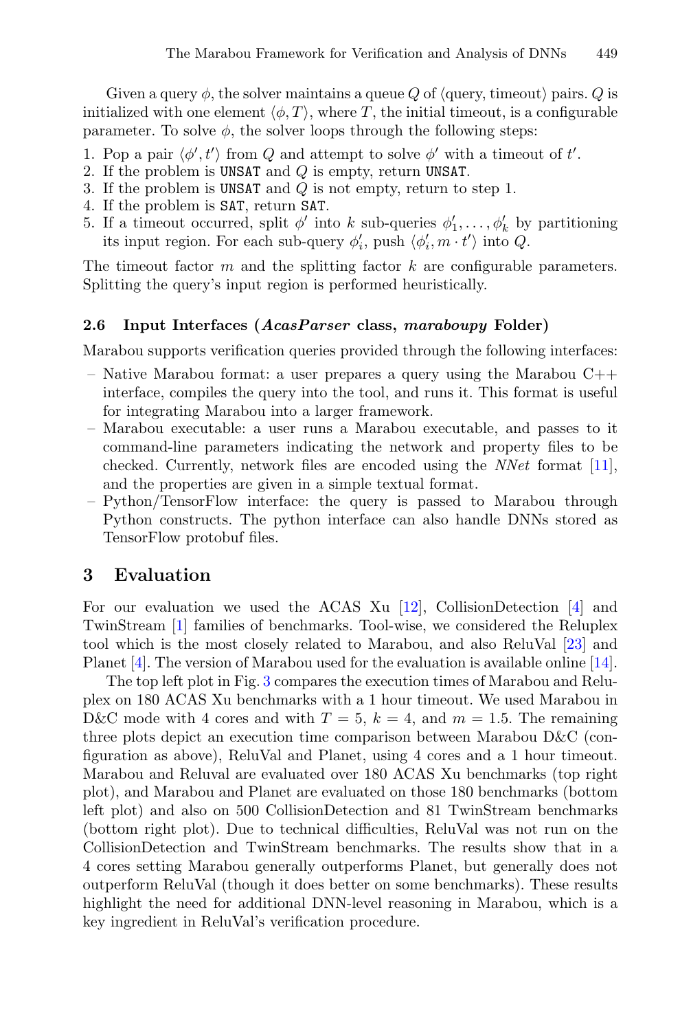Given a query $\phi$, the solver maintains a queue $Q$ of $\langle$query, timeout$\rangle$ pairs. $Q$ is initialized with one element $\langle \phi, T \rangle$, where $T$, the initial timeout, is a configurable parameter. To solve $\phi$, the solver loops through the following steps:

1. Pop a pair $\langle \phi', t' \rangle$ from $Q$ and attempt to solve $\phi'$ with a timeout of $t'$.
2. If the problem is `UNSAT` and $Q$ is empty, return `UNSAT`.
3. If the problem is `UNSAT` and $Q$ is not empty, return to step 1.
4. If the problem is `SAT`, return `SAT`.
5. If a timeout occurred, split $\phi'$ into $k$ sub-queries $\phi'_1, \ldots, \phi'_k$ by partitioning its input region. For each sub-query $\phi'_i$, push $\langle \phi'_i, m \cdot t' \rangle$ into $Q$.

The timeout factor $m$ and the splitting factor $k$ are configurable parameters. Splitting the query's input region is performed heuristically.

### 2.6 Input Interfaces (*AcasParser* class, *maraboupy* Folder)

Marabou supports verification queries provided through the following interfaces:

- Native Marabou format: a user prepares a query using the Marabou C++ interface, compiles the query into the tool, and runs it. This format is useful for integrating Marabou into a larger framework.
- Marabou executable: a user runs a Marabou executable, and passes to it command-line parameters indicating the network and property files to be checked. Currently, network files are encoded using the *NNet* format [11], and the properties are given in a simple textual format.
- Python/TensorFlow interface: the query is passed to Marabou through Python constructs. The python interface can also handle DNNs stored as TensorFlow protobuf files.

## 3 Evaluation

For our evaluation we used the ACAS Xu [12], CollisionDetection [4] and TwinStream [1] families of benchmarks. Tool-wise, we considered the Reluplex tool which is the most closely related to Marabou, and also ReluVal [23] and Planet [4]. The version of Marabou used for the evaluation is available online [14].

The top left plot in Fig. 3 compares the execution times of Marabou and Reluplex on 180 ACAS Xu benchmarks with a 1 hour timeout. We used Marabou in D&C mode with 4 cores and with $T = 5$, $k = 4$, and $m = 1.5$. The remaining three plots depict an execution time comparison between Marabou D&C (configuration as above), ReluVal and Planet, using 4 cores and a 1 hour timeout. Marabou and Reluval are evaluated over 180 ACAS Xu benchmarks (top right plot), and Marabou and Planet are evaluated on those 180 benchmarks (bottom left plot) and also on 500 CollisionDetection and 81 TwinStream benchmarks (bottom right plot). Due to technical difficulties, ReluVal was not run on the CollisionDetection and TwinStream benchmarks. The results show that in a 4 cores setting Marabou generally outperforms Planet, but generally does not outperform ReluVal (though it does better on some benchmarks). These results highlight the need for additional DNN-level reasoning in Marabou, which is a key ingredient in ReluVal's verification procedure.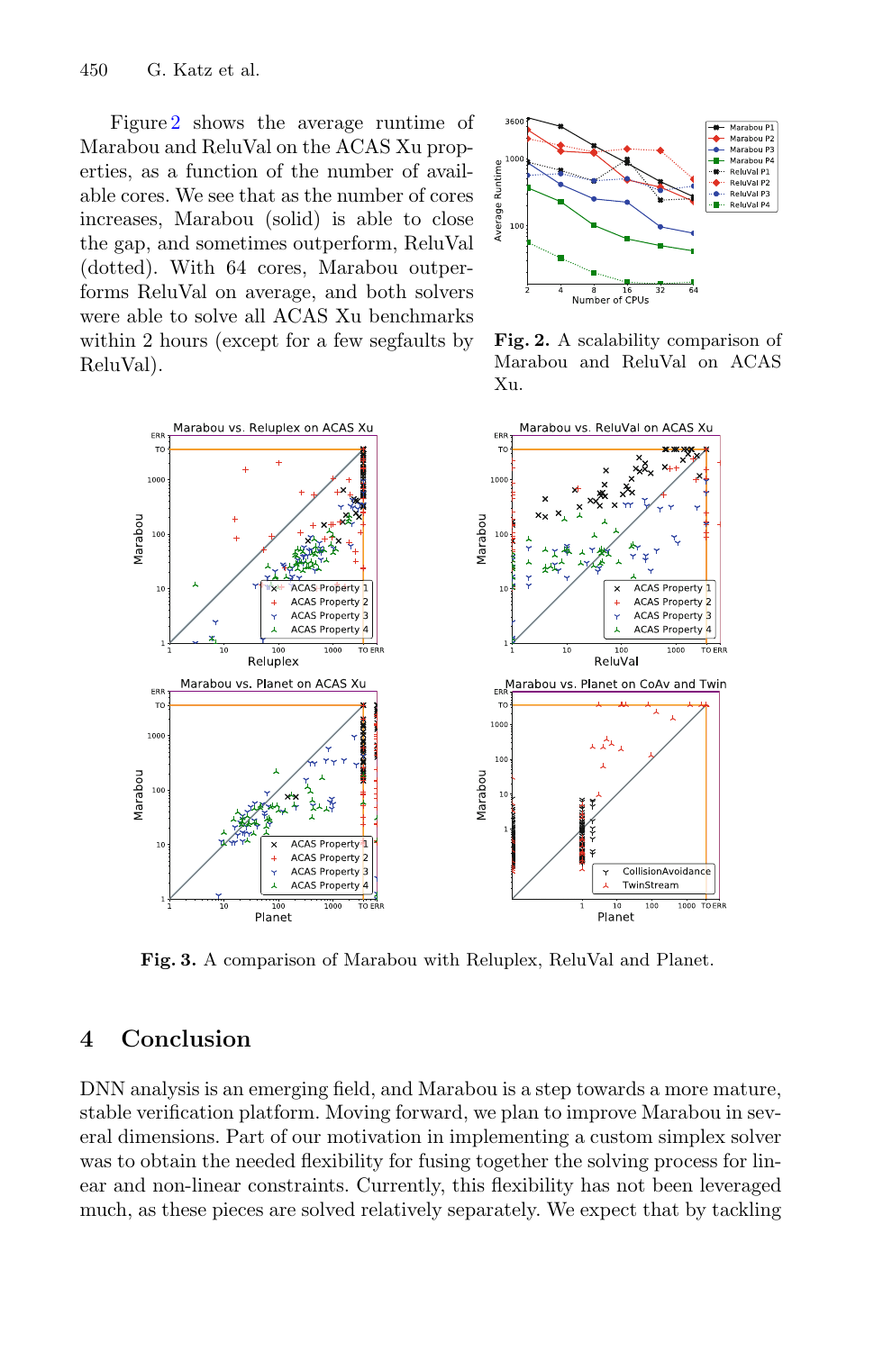Figure 2 shows the average runtime of Marabou and ReluVal on the ACAS Xu properties, as a function of the number of available cores. We see that as the number of cores increases, Marabou (solid) is able to close the gap, and sometimes outperform, ReluVal (dotted). With 64 cores, Marabou outperforms ReluVal on average, and both solvers were able to solve all ACAS Xu benchmarks within 2 hours (except for a few segfaults by ReluVal).

**Fig. 2.** A scalability comparison of Marabou and ReluVal on ACAS Xu.

**Fig. 3.** A comparison of Marabou with Reluplex, ReluVal and Planet.

## 4 Conclusion

DNN analysis is an emerging field, and Marabou is a step towards a more mature, stable verification platform. Moving forward, we plan to improve Marabou in several dimensions. Part of our motivation in implementing a custom simplex solver was to obtain the needed flexibility for fusing together the solving process for linear and non-linear constraints. Currently, this flexibility has not been leveraged much, as these pieces are solved relatively separately. We expect that by tackling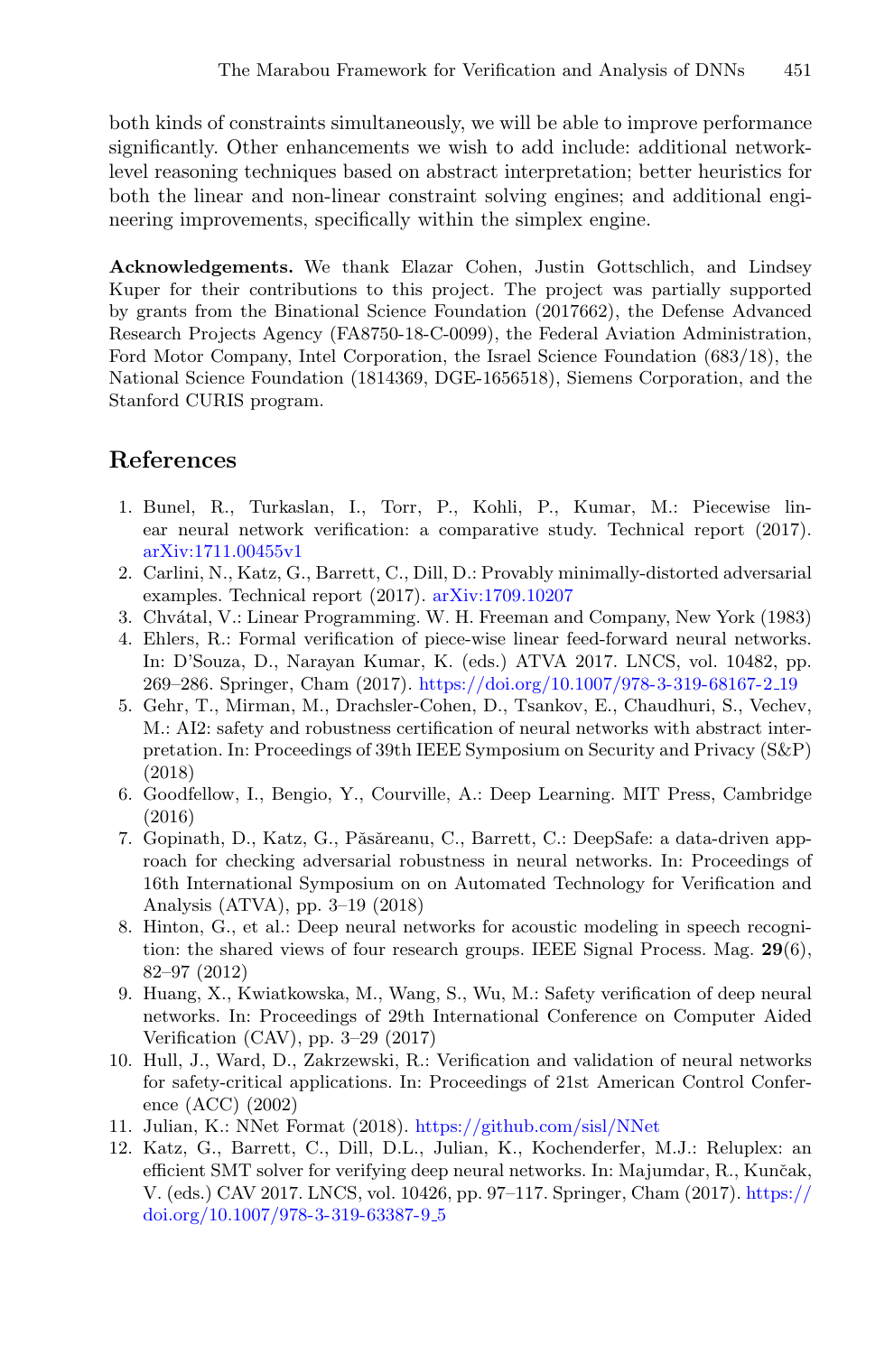both kinds of constraints simultaneously, we will be able to improve performance significantly. Other enhancements we wish to add include: additional network-level reasoning techniques based on abstract interpretation; better heuristics for both the linear and non-linear constraint solving engines; and additional engineering improvements, specifically within the simplex engine.

**Acknowledgements.** We thank Elazar Cohen, Justin Gottschlich, and Lindsey Kuper for their contributions to this project. The project was partially supported by grants from the Binational Science Foundation (2017662), the Defense Advanced Research Projects Agency (FA8750-18-C-0099), the Federal Aviation Administration, Ford Motor Company, Intel Corporation, the Israel Science Foundation (683/18), the National Science Foundation (1814369, DGE-1656518), Siemens Corporation, and the Stanford CURIS program.

## References

1. Bunel, R., Turkaslan, I., Torr, P., Kohli, P., Kumar, M.: Piecewise linear neural network verification: a comparative study. Technical report (2017). arXiv:1711.00455v1
2. Carlini, N., Katz, G., Barrett, C., Dill, D.: Provably minimally-distorted adversarial examples. Technical report (2017). arXiv:1709.10207
3. Chvátal, V.: Linear Programming. W. H. Freeman and Company, New York (1983)
4. Ehlers, R.: Formal verification of piece-wise linear feed-forward neural networks. In: D'Souza, D., Narayan Kumar, K. (eds.) ATVA 2017. LNCS, vol. 10482, pp. 269–286. Springer, Cham (2017). https://doi.org/10.1007/978-3-319-68167-2_19
5. Gehr, T., Mirman, M., Drachsler-Cohen, D., Tsankov, E., Chaudhuri, S., Vechev, M.: AI2: safety and robustness certification of neural networks with abstract interpretation. In: Proceedings of 39th IEEE Symposium on Security and Privacy (S&P) (2018)
6. Goodfellow, I., Bengio, Y., Courville, A.: Deep Learning. MIT Press, Cambridge (2016)
7. Gopinath, D., Katz, G., Păsăreanu, C., Barrett, C.: DeepSafe: a data-driven approach for checking adversarial robustness in neural networks. In: Proceedings of 16th International Symposium on on Automated Technology for Verification and Analysis (ATVA), pp. 3–19 (2018)
8. Hinton, G., et al.: Deep neural networks for acoustic modeling in speech recognition: the shared views of four research groups. IEEE Signal Process. Mag. **29**(6), 82–97 (2012)
9. Huang, X., Kwiatkowska, M., Wang, S., Wu, M.: Safety verification of deep neural networks. In: Proceedings of 29th International Conference on Computer Aided Verification (CAV), pp. 3–29 (2017)
10. Hull, J., Ward, D., Zakrzewski, R.: Verification and validation of neural networks for safety-critical applications. In: Proceedings of 21st American Control Conference (ACC) (2002)
11. Julian, K.: NNet Format (2018). https://github.com/sisl/NNet
12. Katz, G., Barrett, C., Dill, D.L., Julian, K., Kochenderfer, M.J.: Reluplex: an efficient SMT solver for verifying deep neural networks. In: Majumdar, R., Kunčak, V. (eds.) CAV 2017. LNCS, vol. 10426, pp. 97–117. Springer, Cham (2017). https://doi.org/10.1007/978-3-319-63387-9_5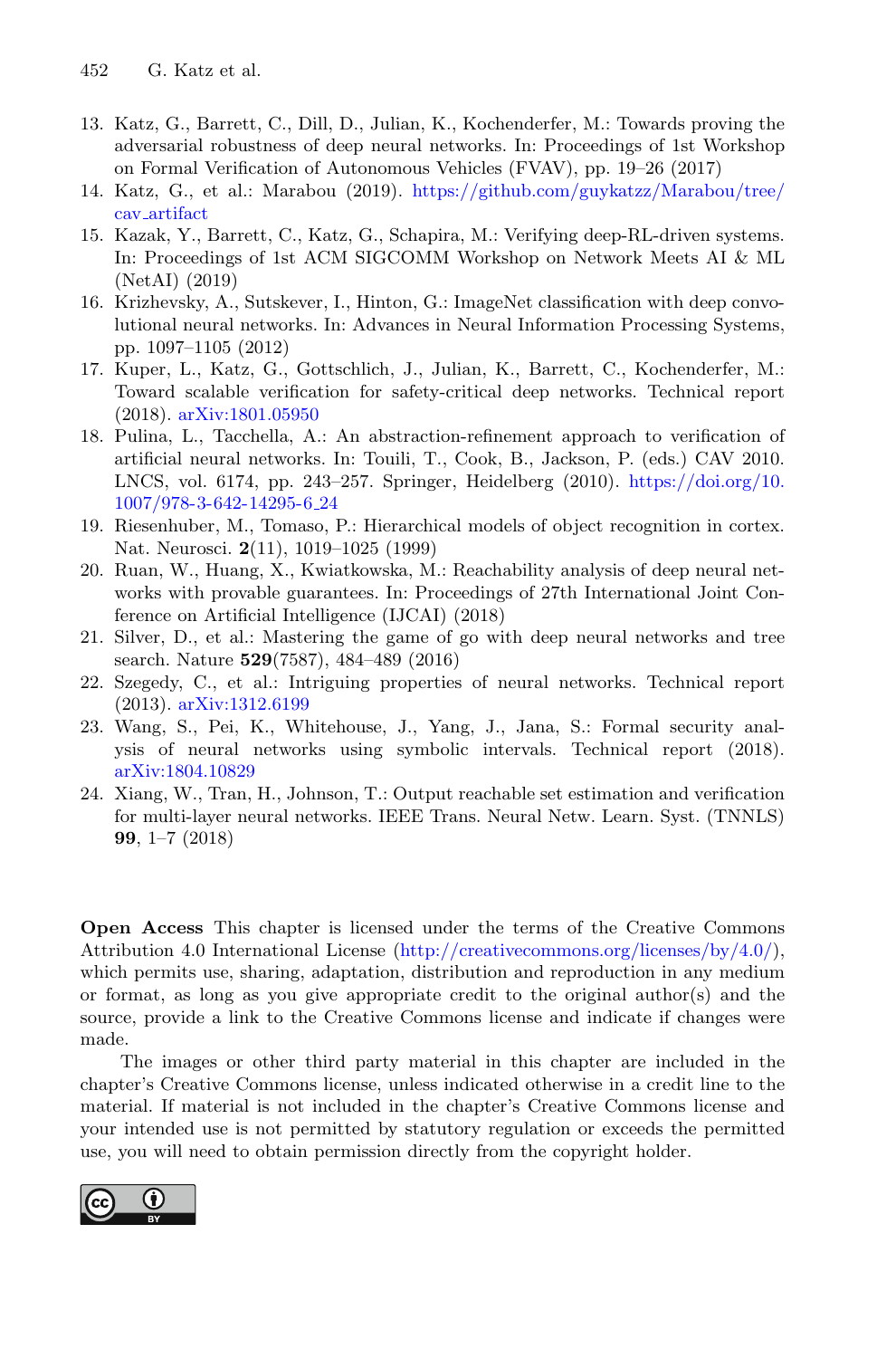13. Katz, G., Barrett, C., Dill, D., Julian, K., Kochenderfer, M.: Towards proving the adversarial robustness of deep neural networks. In: Proceedings of 1st Workshop on Formal Verification of Autonomous Vehicles (FVAV), pp. 19–26 (2017)
14. Katz, G., et al.: Marabou (2019). https://github.com/guykatzz/Marabou/tree/cav_artifact
15. Kazak, Y., Barrett, C., Katz, G., Schapira, M.: Verifying deep-RL-driven systems. In: Proceedings of 1st ACM SIGCOMM Workshop on Network Meets AI & ML (NetAI) (2019)
16. Krizhevsky, A., Sutskever, I., Hinton, G.: ImageNet classification with deep convolutional neural networks. In: Advances in Neural Information Processing Systems, pp. 1097–1105 (2012)
17. Kuper, L., Katz, G., Gottschlich, J., Julian, K., Barrett, C., Kochenderfer, M.: Toward scalable verification for safety-critical deep networks. Technical report (2018). arXiv:1801.05950
18. Pulina, L., Tacchella, A.: An abstraction-refinement approach to verification of artificial neural networks. In: Touili, T., Cook, B., Jackson, P. (eds.) CAV 2010. LNCS, vol. 6174, pp. 243–257. Springer, Heidelberg (2010). https://doi.org/10.1007/978-3-642-14295-6_24
19. Riesenhuber, M., Tomaso, P.: Hierarchical models of object recognition in cortex. Nat. Neurosci. **2**(11), 1019–1025 (1999)
20. Ruan, W., Huang, X., Kwiatkowska, M.: Reachability analysis of deep neural networks with provable guarantees. In: Proceedings of 27th International Joint Conference on Artificial Intelligence (IJCAI) (2018)
21. Silver, D., et al.: Mastering the game of go with deep neural networks and tree search. Nature **529**(7587), 484–489 (2016)
22. Szegedy, C., et al.: Intriguing properties of neural networks. Technical report (2013). arXiv:1312.6199
23. Wang, S., Pei, K., Whitehouse, J., Yang, J., Jana, S.: Formal security analysis of neural networks using symbolic intervals. Technical report (2018). arXiv:1804.10829
24. Xiang, W., Tran, H., Johnson, T.: Output reachable set estimation and verification for multi-layer neural networks. IEEE Trans. Neural Netw. Learn. Syst. (TNNLS) **99**, 1–7 (2018)

**Open Access** This chapter is licensed under the terms of the Creative Commons Attribution 4.0 International License (http://creativecommons.org/licenses/by/4.0/), which permits use, sharing, adaptation, distribution and reproduction in any medium or format, as long as you give appropriate credit to the original author(s) and the source, provide a link to the Creative Commons license and indicate if changes were made.

The images or other third party material in this chapter are included in the chapter's Creative Commons license, unless indicated otherwise in a credit line to the material. If material is not included in the chapter's Creative Commons license and your intended use is not permitted by statutory regulation or exceeds the permitted use, you will need to obtain permission directly from the copyright holder.